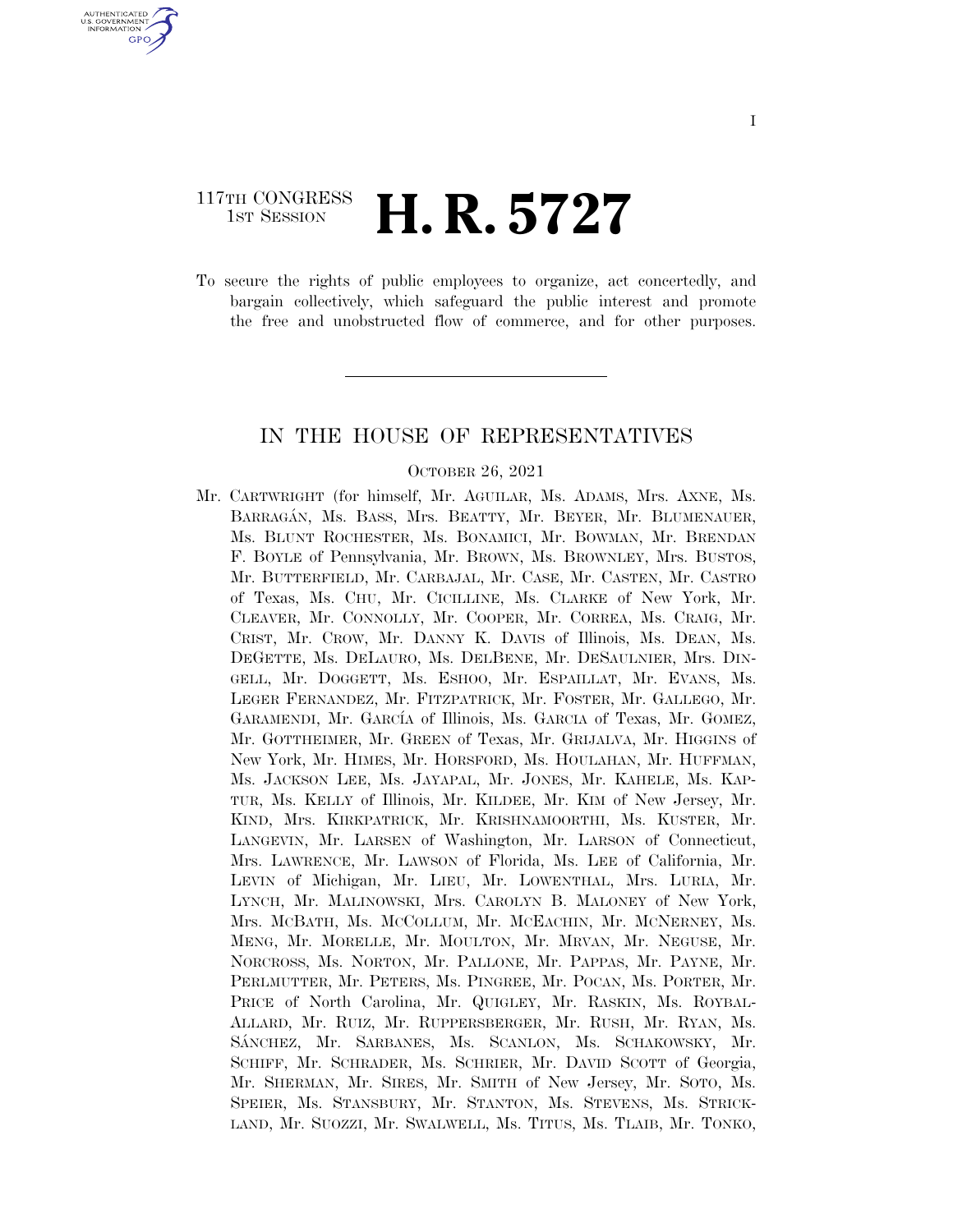117TH CONGRESS
1ST SESSION

# H. R. 5727

To secure the rights of public employees to organize, act concertedly, and bargain collectively, which safeguard the public interest and promote the free and unobstructed flow of commerce, and for other purposes.

---

## IN THE HOUSE OF REPRESENTATIVES

OCTOBER 26, 2021

Mr. CARTWRIGHT (for himself, Mr. AGUILAR, Ms. ADAMS, Mrs. AXNE, Ms. BARRAGÁN, Ms. BASS, Mrs. BEATTY, Mr. BEYER, Mr. BLUMENAUER, Ms. BLUNT ROCHESTER, Ms. BONAMICI, Mr. BOWMAN, Mr. BRENDAN F. BOYLE of Pennsylvania, Mr. BROWN, Ms. BROWNLEY, Mrs. BUSTOS, Mr. BUTTERFIELD, Mr. CARBAJAL, Mr. CASE, Mr. CASTEN, Mr. CASTRO of Texas, Ms. CHU, Mr. CICILLINE, Ms. CLARKE of New York, Mr. CLEAVER, Mr. CONNOLLY, Mr. COOPER, Mr. CORREA, Ms. CRAIG, Mr. CRIST, Mr. CROW, Mr. DANNY K. DAVIS of Illinois, Ms. DEAN, Ms. DEGETTE, Ms. DELAURO, Ms. DELBENE, Mr. DESAULNIER, Mrs. DINGELL, Mr. DOGGETT, Ms. ESHOO, Mr. ESPAILLAT, Mr. EVANS, Ms. LEGER FERNANDEZ, Mr. FITZPATRICK, Mr. FOSTER, Mr. GALLEGO, Mr. GARAMENDI, Mr. GARCÍA of Illinois, Ms. GARCIA of Texas, Mr. GOMEZ, Mr. GOTTHEIMER, Mr. GREEN of Texas, Mr. GRIJALVA, Mr. HIGGINS of New York, Mr. HIMES, Mr. HORSFORD, Ms. HOULAHAN, Mr. HUFFMAN, Ms. JACKSON LEE, Ms. JAYAPAL, Mr. JONES, Mr. KAHELE, Ms. KAPTUR, Ms. KELLY of Illinois, Mr. KILDEE, Mr. KIM of New Jersey, Mr. KIND, Mrs. KIRKPATRICK, Mr. KRISHNAMOORTHI, Ms. KUSTER, Mr. LANGEVIN, Mr. LARSEN of Washington, Mr. LARSON of Connecticut, Mrs. LAWRENCE, Mr. LAWSON of Florida, Ms. LEE of California, Mr. LEVIN of Michigan, Mr. LIEU, Mr. LOWENTHAL, Mrs. LURIA, Mr. LYNCH, Mr. MALINOWSKI, Mrs. CAROLYN B. MALONEY of New York, Mrs. MCBATH, Ms. MCCOLLUM, Mr. MCEACHIN, Mr. MCNERNEY, Ms. MENG, Mr. MORELLE, Mr. MOULTON, Mr. MRVAN, Mr. NEGUSE, Mr. NORCROSS, Ms. NORTON, Mr. PALLONE, Mr. PAPPAS, Mr. PAYNE, Mr. PERLMUTTER, Mr. PETERS, Ms. PINGREE, Mr. POCAN, Ms. PORTER, Mr. PRICE of North Carolina, Mr. QUIGLEY, Mr. RASKIN, Ms. ROYBAL-ALLARD, Mr. RUIZ, Mr. RUPPERSBERGER, Mr. RUSH, Mr. RYAN, Ms. SÁNCHEZ, Mr. SARBANES, Ms. SCANLON, Ms. SCHAKOWSKY, Mr. SCHIFF, Mr. SCHRADER, Ms. SCHRIER, Mr. DAVID SCOTT of Georgia, Mr. SHERMAN, Mr. SIRES, Mr. SMITH of New Jersey, Mr. SOTO, Ms. SPEIER, Ms. STANSBURY, Mr. STANTON, Ms. STEVENS, Ms. STRICKLAND, Mr. SUOZZI, Mr. SWALWELL, Ms. TITUS, Ms. TLAIB, Mr. TONKO,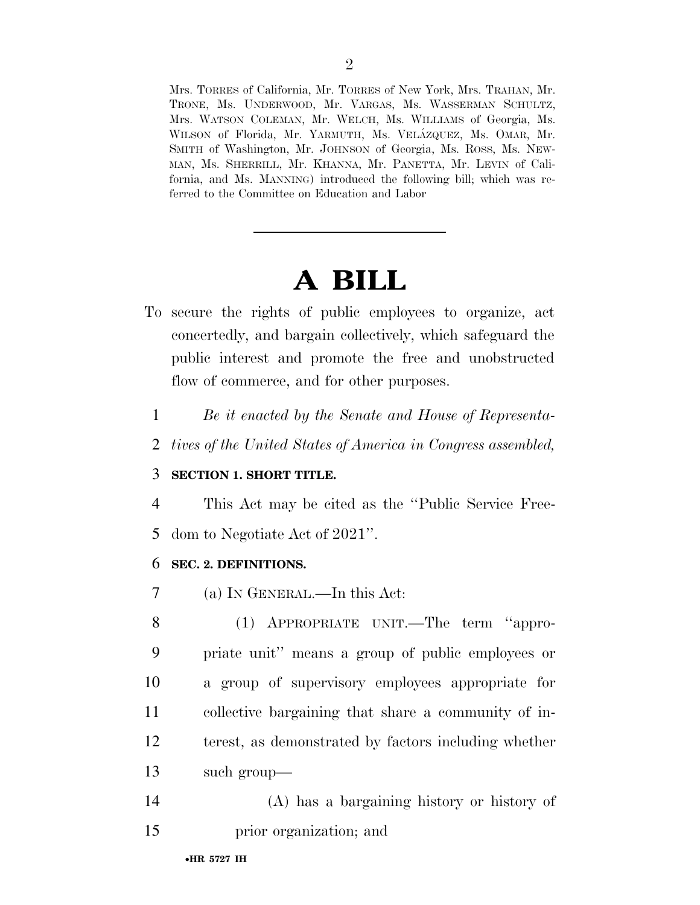Mrs. TORRES of California, Mr. TORRES of New York, Mrs. TRAHAN, Mr. TRONE, Ms. UNDERWOOD, Mr. VARGAS, Ms. WASSERMAN SCHULTZ, Mrs. WATSON COLEMAN, Mr. WELCH, Ms. WILLIAMS of Georgia, Ms. WILSON of Florida, Mr. YARMUTH, Ms. VELÁZQUEZ, Ms. OMAR, Mr. SMITH of Washington, Mr. JOHNSON of Georgia, Ms. ROSS, Ms. NEWMAN, Ms. SHERRILL, Mr. KHANNA, Mr. PANETTA, Mr. LEVIN of California, and Ms. MANNING) introduced the following bill; which was referred to the Committee on Education and Labor

---

# A BILL

To secure the rights of public employees to organize, act concertedly, and bargain collectively, which safeguard the public interest and promote the free and unobstructed flow of commerce, and for other purposes.

1 *Be it enacted by the Senate and House of Representa-*
2 *tives of the United States of America in Congress assembled,*

3 **SECTION 1. SHORT TITLE.**

4 This Act may be cited as the ''Public Service Free-
5 dom to Negotiate Act of 2021''.

6 **SEC. 2. DEFINITIONS.**

7 (a) IN GENERAL.—In this Act:

8 (1) APPROPRIATE UNIT.—The term ''appro-
9 priate unit'' means a group of public employees or
10 a group of supervisory employees appropriate for
11 collective bargaining that share a community of in-
12 terest, as demonstrated by factors including whether
13 such group—

14 (A) has a bargaining history or history of
15 prior organization; and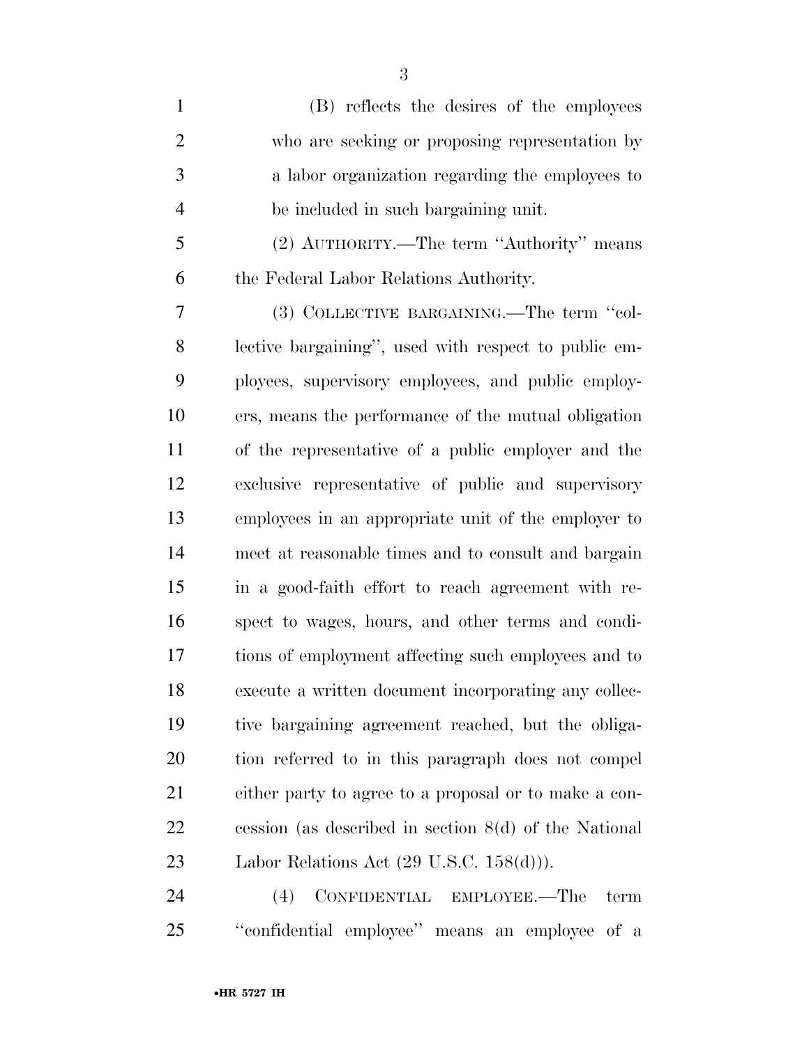(B) reflects the desires of the employees who are seeking or proposing representation by a labor organization regarding the employees to be included in such bargaining unit.

(2) AUTHORITY.—The term ''Authority'' means the Federal Labor Relations Authority.

(3) COLLECTIVE BARGAINING.—The term ''collective bargaining'', used with respect to public employees, supervisory employees, and public employers, means the performance of the mutual obligation of the representative of a public employer and the exclusive representative of public and supervisory employees in an appropriate unit of the employer to meet at reasonable times and to consult and bargain in a good-faith effort to reach agreement with respect to wages, hours, and other terms and conditions of employment affecting such employees and to execute a written document incorporating any collective bargaining agreement reached, but the obligation referred to in this paragraph does not compel either party to agree to a proposal or to make a concession (as described in section 8(d) of the National Labor Relations Act (29 U.S.C. 158(d))).

(4) CONFIDENTIAL EMPLOYEE.—The term ''confidential employee'' means an employee of a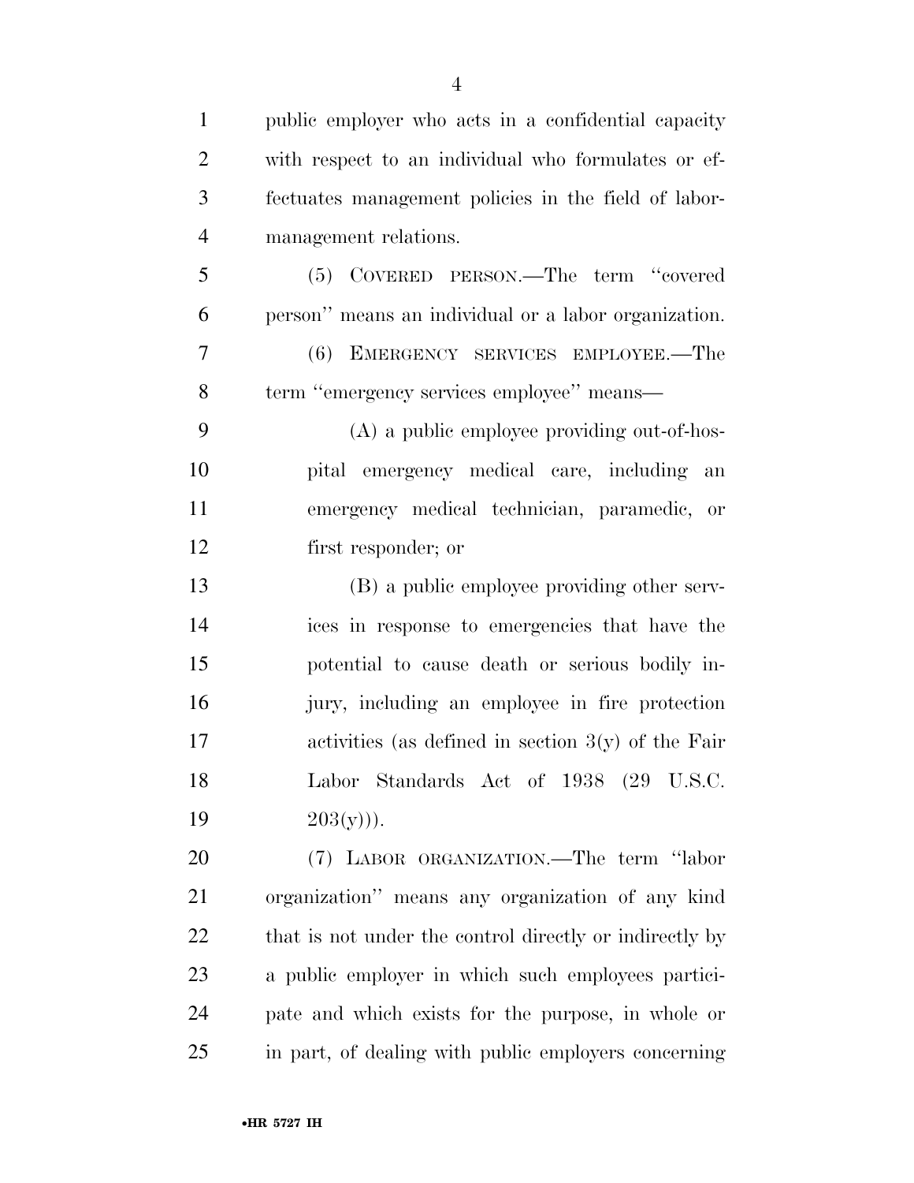public employer who acts in a confidential capacity with respect to an individual who formulates or effectuates management policies in the field of labor-management relations.

(5) COVERED PERSON.—The term "covered person" means an individual or a labor organization.

(6) EMERGENCY SERVICES EMPLOYEE.—The term "emergency services employee" means—

(A) a public employee providing out-of-hospital emergency medical care, including an emergency medical technician, paramedic, or first responder; or

(B) a public employee providing other services in response to emergencies that have the potential to cause death or serious bodily injury, including an employee in fire protection activities (as defined in section 3(y) of the Fair Labor Standards Act of 1938 (29 U.S.C. 203(y))).

(7) LABOR ORGANIZATION.—The term "labor organization" means any organization of any kind that is not under the control directly or indirectly by a public employer in which such employees participate and which exists for the purpose, in whole or in part, of dealing with public employers concerning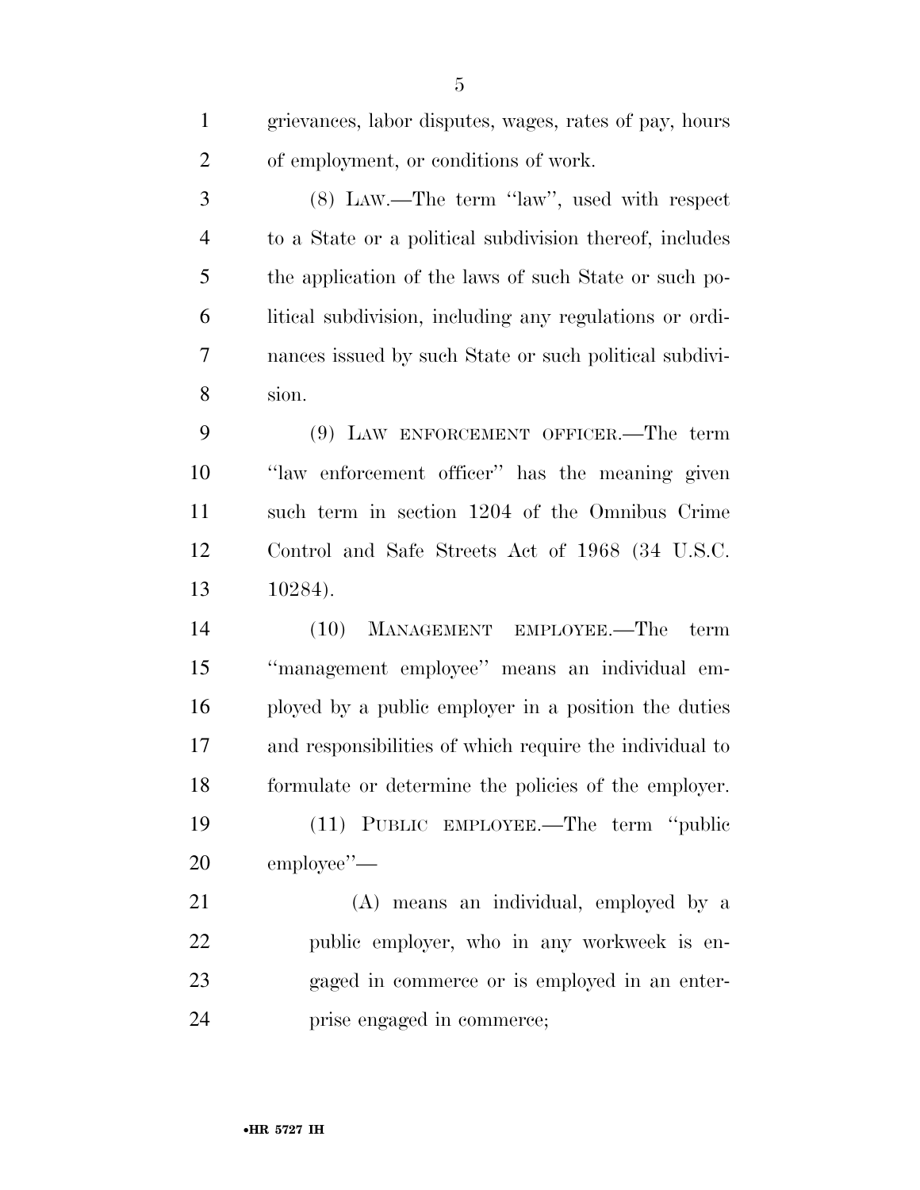grievances, labor disputes, wages, rates of pay, hours of employment, or conditions of work.

(8) LAW.—The term ''law'', used with respect to a State or a political subdivision thereof, includes the application of the laws of such State or such political subdivision, including any regulations or ordinances issued by such State or such political subdivision.

(9) LAW ENFORCEMENT OFFICER.—The term ''law enforcement officer'' has the meaning given such term in section 1204 of the Omnibus Crime Control and Safe Streets Act of 1968 (34 U.S.C. 10284).

(10) MANAGEMENT EMPLOYEE.—The term ''management employee'' means an individual employed by a public employer in a position the duties and responsibilities of which require the individual to formulate or determine the policies of the employer.

(11) PUBLIC EMPLOYEE.—The term ''public employee''—

(A) means an individual, employed by a public employer, who in any workweek is engaged in commerce or is employed in an enterprise engaged in commerce;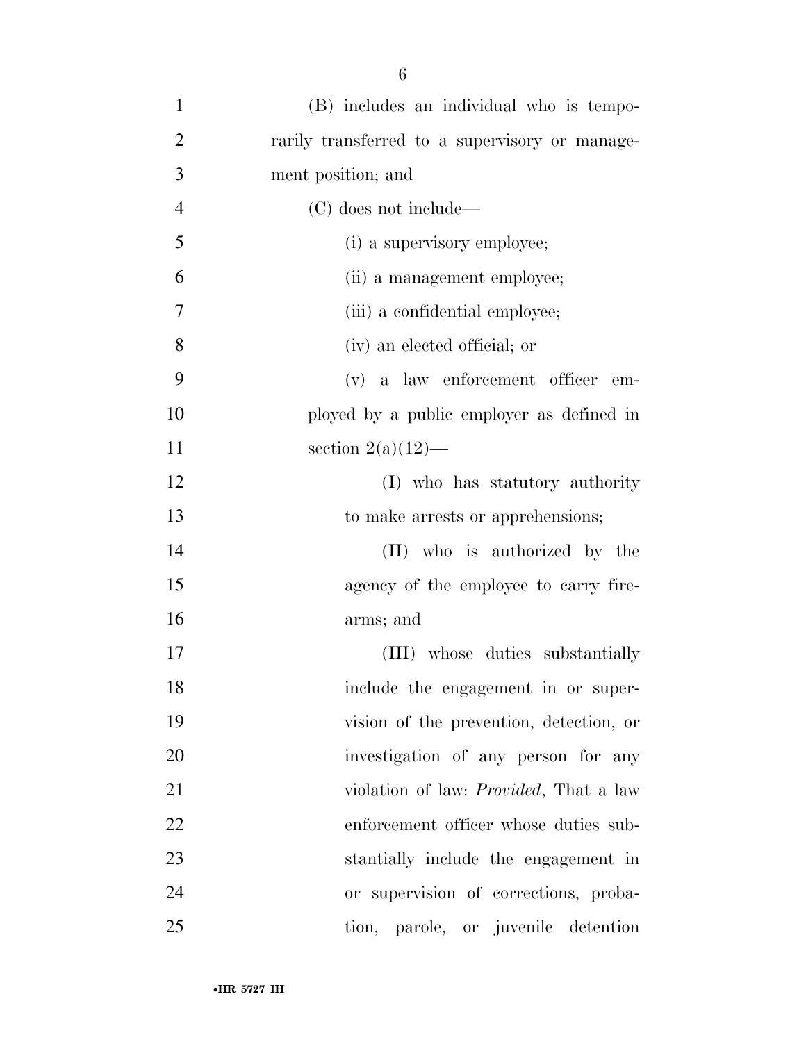(B) includes an individual who is temporarily transferred to a supervisory or management position; and

(C) does not include—

(i) a supervisory employee;

(ii) a management employee;

(iii) a confidential employee;

(iv) an elected official; or

(v) a law enforcement officer employed by a public employer as defined in section 2(a)(12)—

(I) who has statutory authority to make arrests or apprehensions;

(II) who is authorized by the agency of the employee to carry firearms; and

(III) whose duties substantially include the engagement in or supervision of the prevention, detection, or investigation of any person for any violation of law: *Provided*, That a law enforcement officer whose duties substantially include the engagement in or supervision of corrections, probation, parole, or juvenile detention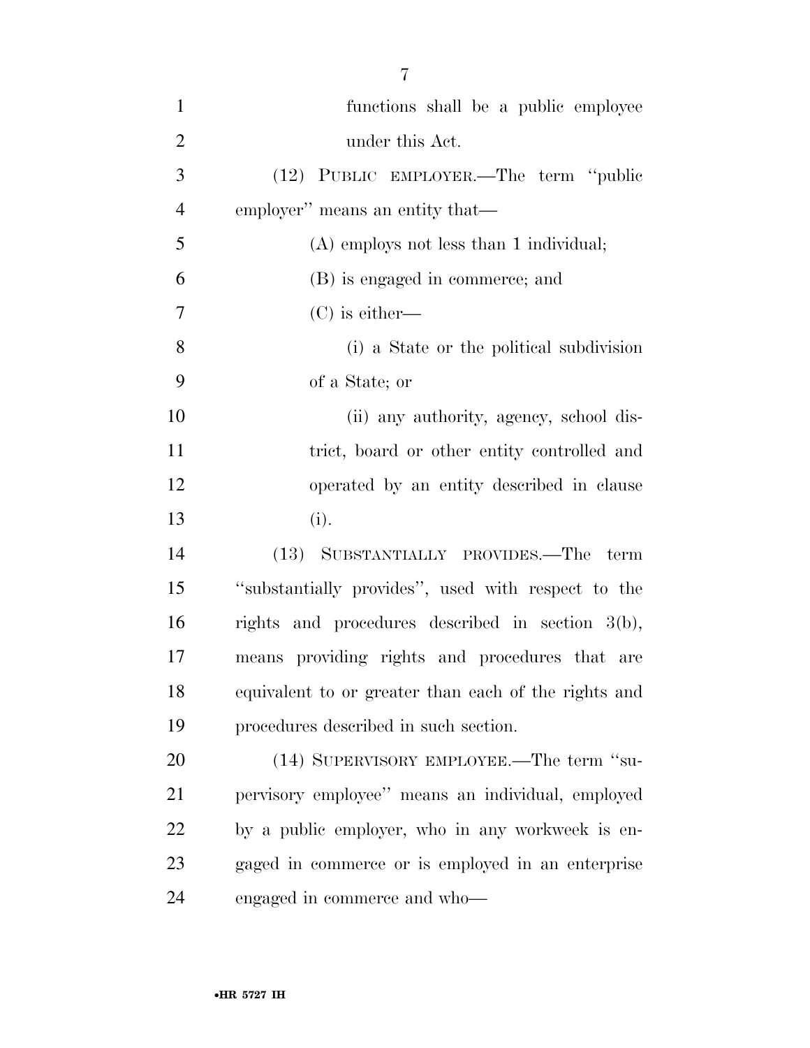functions shall be a public employee under this Act.

(12) PUBLIC EMPLOYER.—The term ''public employer'' means an entity that—

(A) employs not less than 1 individual;

(B) is engaged in commerce; and

(C) is either—

(i) a State or the political subdivision of a State; or

(ii) any authority, agency, school district, board or other entity controlled and operated by an entity described in clause (i).

(13) SUBSTANTIALLY PROVIDES.—The term ''substantially provides'', used with respect to the rights and procedures described in section 3(b), means providing rights and procedures that are equivalent to or greater than each of the rights and procedures described in such section.

(14) SUPERVISORY EMPLOYEE.—The term ''supervisory employee'' means an individual, employed by a public employer, who in any workweek is engaged in commerce or is employed in an enterprise engaged in commerce and who—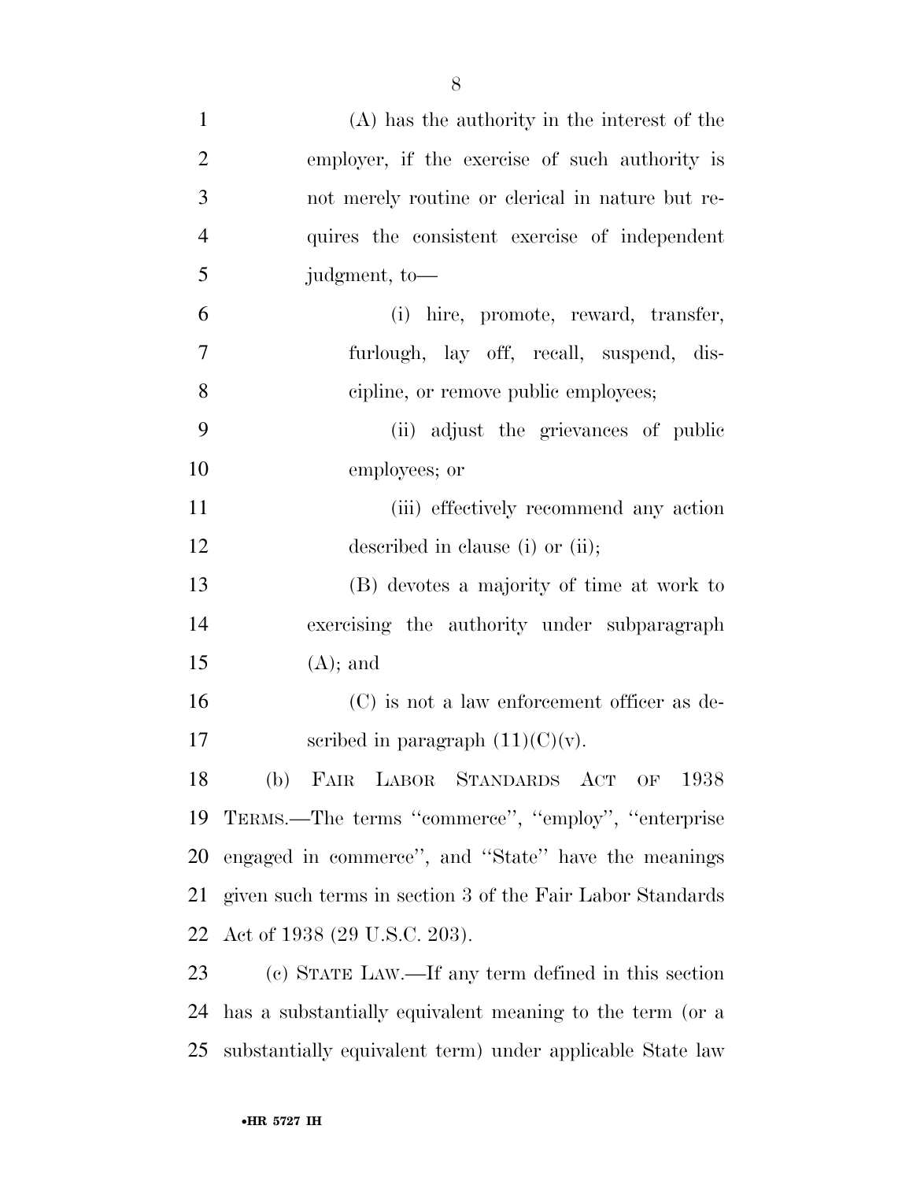(A) has the authority in the interest of the employer, if the exercise of such authority is not merely routine or clerical in nature but requires the consistent exercise of independent judgment, to—

(i) hire, promote, reward, transfer, furlough, lay off, recall, suspend, discipline, or remove public employees;

(ii) adjust the grievances of public employees; or

(iii) effectively recommend any action described in clause (i) or (ii);

(B) devotes a majority of time at work to exercising the authority under subparagraph (A); and

(C) is not a law enforcement officer as described in paragraph (11)(C)(v).

(b) FAIR LABOR STANDARDS ACT OF 1938 TERMS.—The terms ''commerce'', ''employ'', ''enterprise engaged in commerce'', and ''State'' have the meanings given such terms in section 3 of the Fair Labor Standards Act of 1938 (29 U.S.C. 203).

(c) STATE LAW.—If any term defined in this section has a substantially equivalent meaning to the term (or a substantially equivalent term) under applicable State law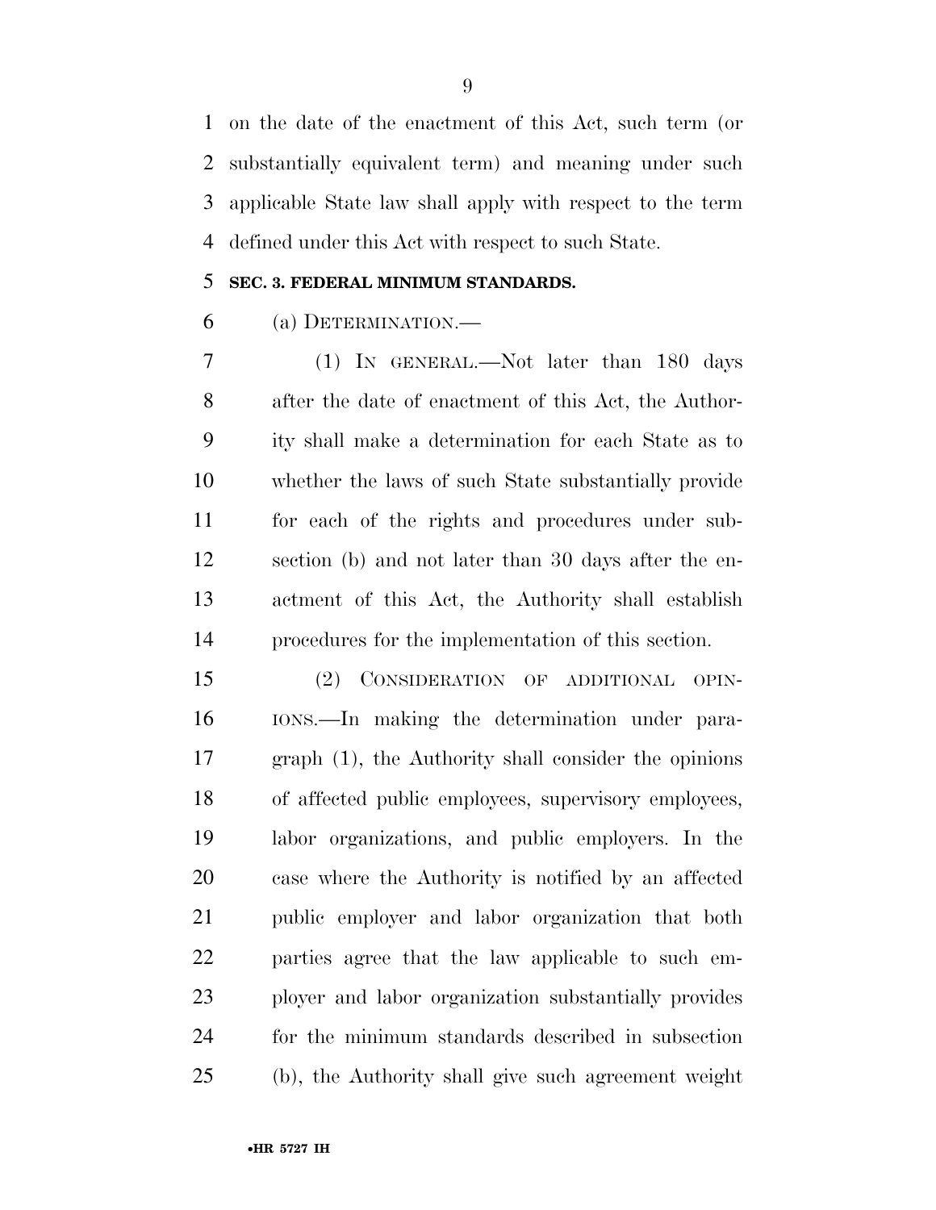on the date of the enactment of this Act, such term (or substantially equivalent term) and meaning under such applicable State law shall apply with respect to the term defined under this Act with respect to such State.

## SEC. 3. FEDERAL MINIMUM STANDARDS.

(a) DETERMINATION.—

(1) IN GENERAL.—Not later than 180 days after the date of enactment of this Act, the Authority shall make a determination for each State as to whether the laws of such State substantially provide for each of the rights and procedures under subsection (b) and not later than 30 days after the enactment of this Act, the Authority shall establish procedures for the implementation of this section.

(2) CONSIDERATION OF ADDITIONAL OPINIONS.—In making the determination under paragraph (1), the Authority shall consider the opinions of affected public employees, supervisory employees, labor organizations, and public employers. In the case where the Authority is notified by an affected public employer and labor organization that both parties agree that the law applicable to such employer and labor organization substantially provides for the minimum standards described in subsection (b), the Authority shall give such agreement weight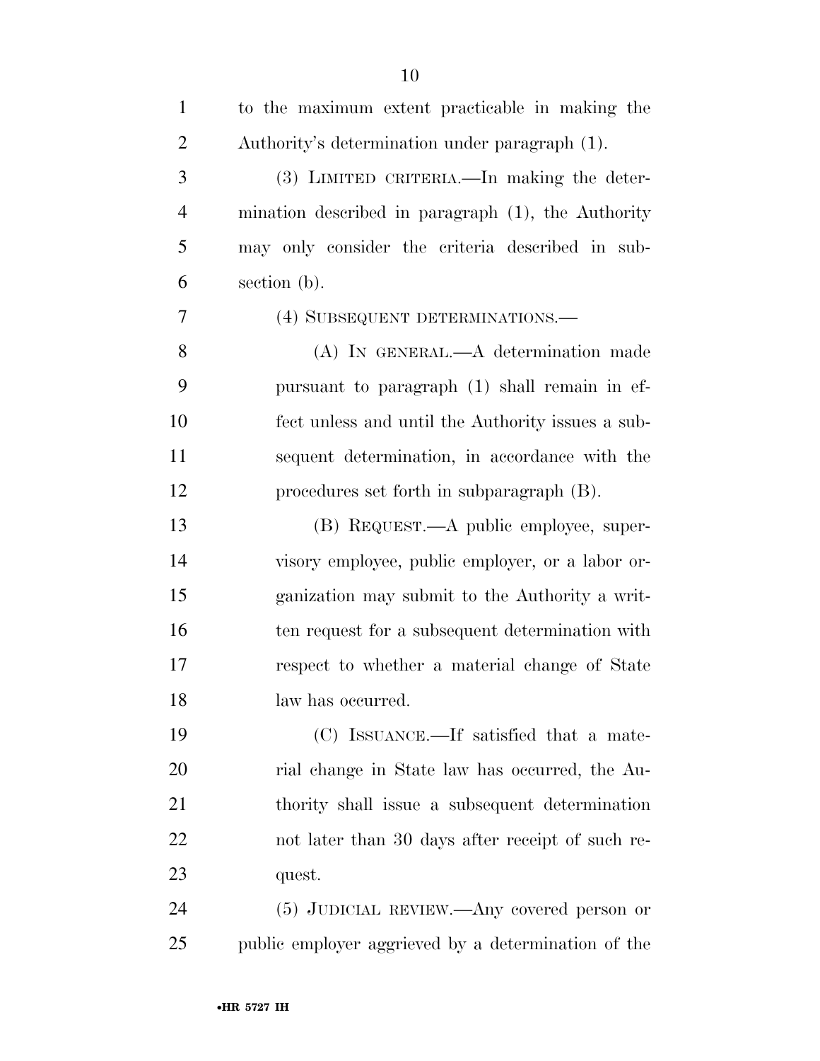to the maximum extent practicable in making the Authority's determination under paragraph (1).

(3) LIMITED CRITERIA.—In making the determination described in paragraph (1), the Authority may only consider the criteria described in subsection (b).

(4) SUBSEQUENT DETERMINATIONS.—

(A) IN GENERAL.—A determination made pursuant to paragraph (1) shall remain in effect unless and until the Authority issues a subsequent determination, in accordance with the procedures set forth in subparagraph (B).

(B) REQUEST.—A public employee, supervisory employee, public employer, or a labor organization may submit to the Authority a written request for a subsequent determination with respect to whether a material change of State law has occurred.

(C) ISSUANCE.—If satisfied that a material change in State law has occurred, the Authority shall issue a subsequent determination not later than 30 days after receipt of such request.

(5) JUDICIAL REVIEW.—Any covered person or public employer aggrieved by a determination of the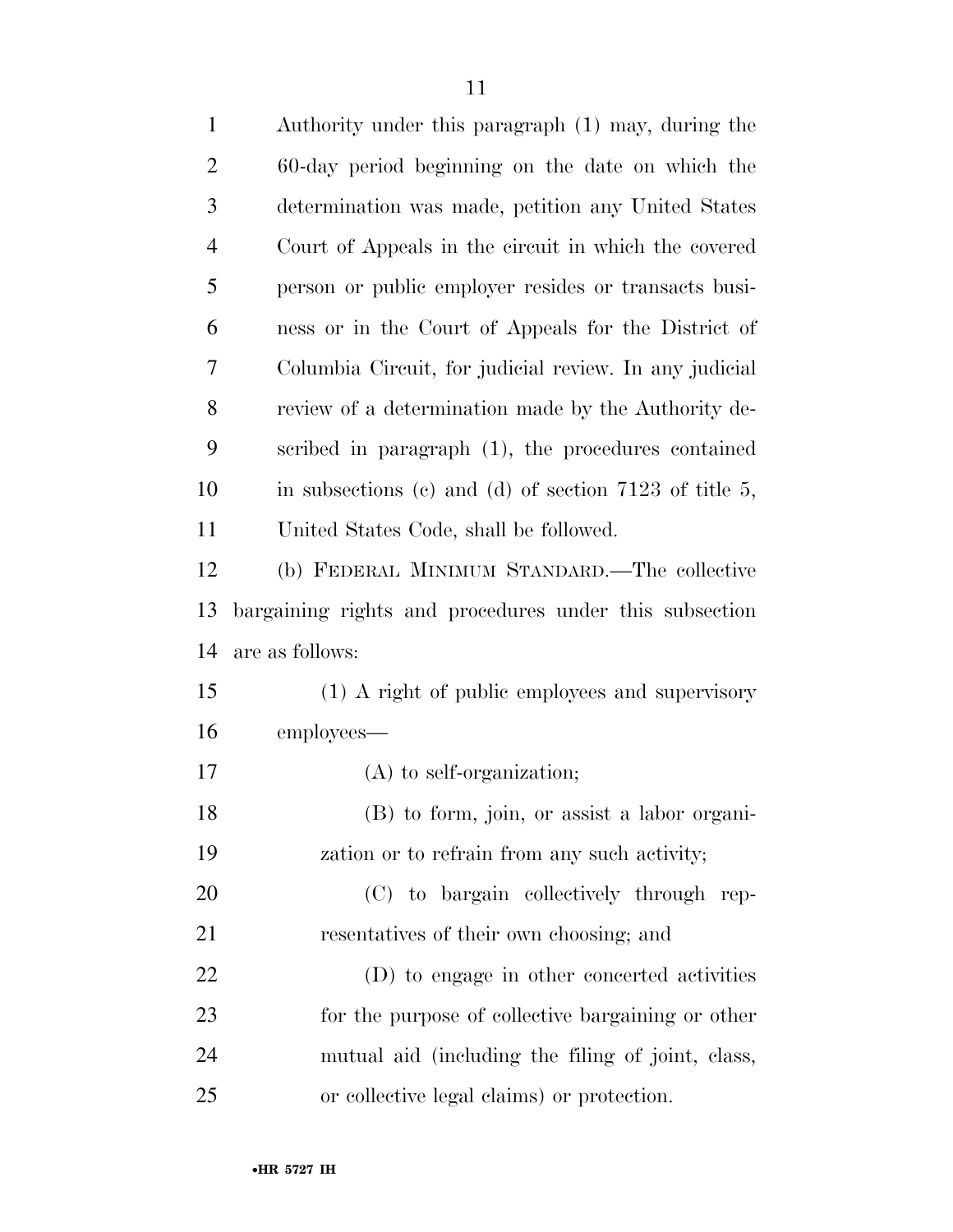Authority under this paragraph (1) may, during the 60-day period beginning on the date on which the determination was made, petition any United States Court of Appeals in the circuit in which the covered person or public employer resides or transacts business or in the Court of Appeals for the District of Columbia Circuit, for judicial review. In any judicial review of a determination made by the Authority described in paragraph (1), the procedures contained in subsections (c) and (d) of section 7123 of title 5, United States Code, shall be followed.

(b) FEDERAL MINIMUM STANDARD.—The collective bargaining rights and procedures under this subsection are as follows:

(1) A right of public employees and supervisory employees—

(A) to self-organization;

(B) to form, join, or assist a labor organization or to refrain from any such activity;

(C) to bargain collectively through representatives of their own choosing; and

(D) to engage in other concerted activities for the purpose of collective bargaining or other mutual aid (including the filing of joint, class, or collective legal claims) or protection.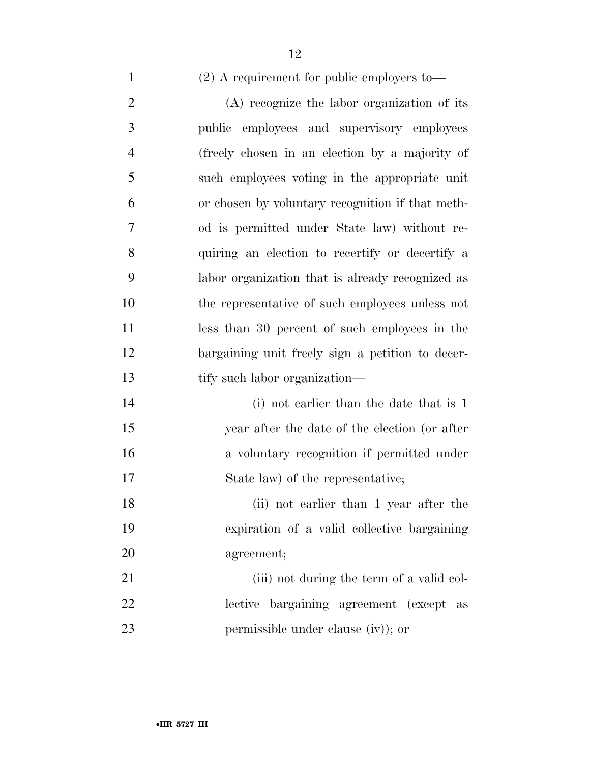(2) A requirement for public employers to—

(A) recognize the labor organization of its public employees and supervisory employees (freely chosen in an election by a majority of such employees voting in the appropriate unit or chosen by voluntary recognition if that method is permitted under State law) without requiring an election to recertify or decertify a labor organization that is already recognized as the representative of such employees unless not less than 30 percent of such employees in the bargaining unit freely sign a petition to decertify such labor organization—

(i) not earlier than the date that is 1 year after the date of the election (or after a voluntary recognition if permitted under State law) of the representative;

(ii) not earlier than 1 year after the expiration of a valid collective bargaining agreement;

(iii) not during the term of a valid collective bargaining agreement (except as permissible under clause (iv)); or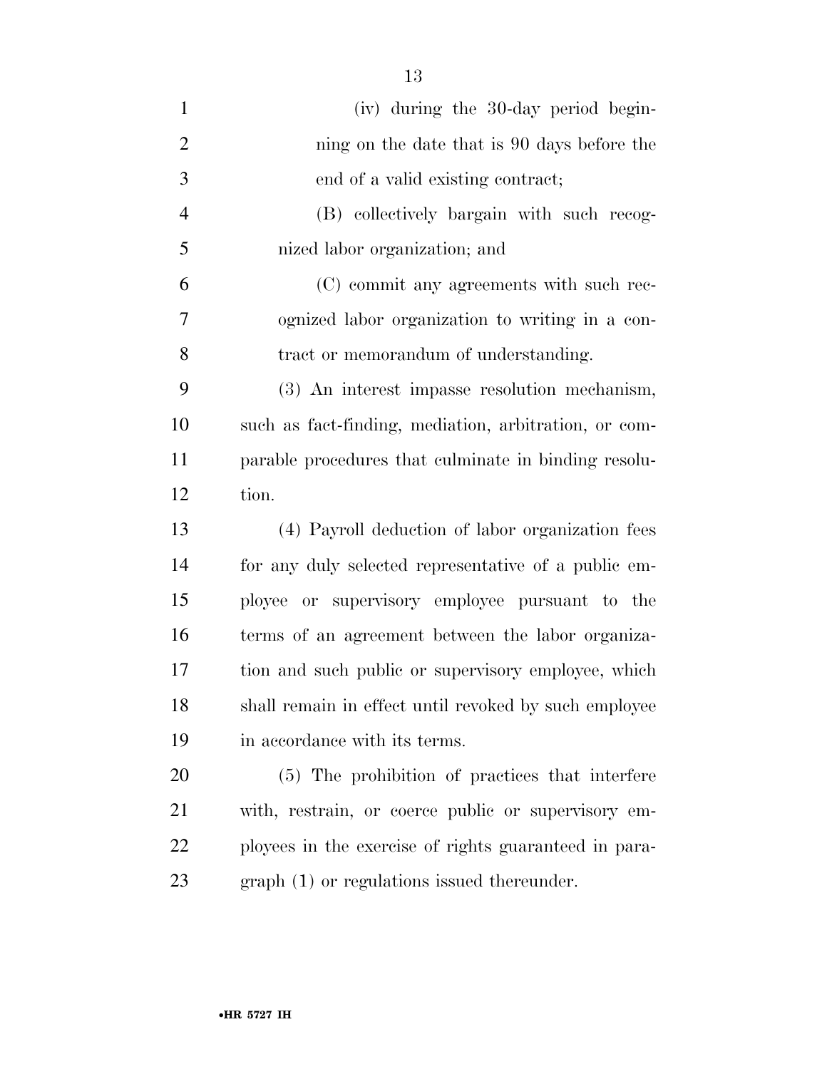(iv) during the 30-day period beginning on the date that is 90 days before the end of a valid existing contract;

(B) collectively bargain with such recognized labor organization; and

(C) commit any agreements with such recognized labor organization to writing in a contract or memorandum of understanding.

(3) An interest impasse resolution mechanism, such as fact-finding, mediation, arbitration, or comparable procedures that culminate in binding resolution.

(4) Payroll deduction of labor organization fees for any duly selected representative of a public employee or supervisory employee pursuant to the terms of an agreement between the labor organization and such public or supervisory employee, which shall remain in effect until revoked by such employee in accordance with its terms.

(5) The prohibition of practices that interfere with, restrain, or coerce public or supervisory employees in the exercise of rights guaranteed in paragraph (1) or regulations issued thereunder.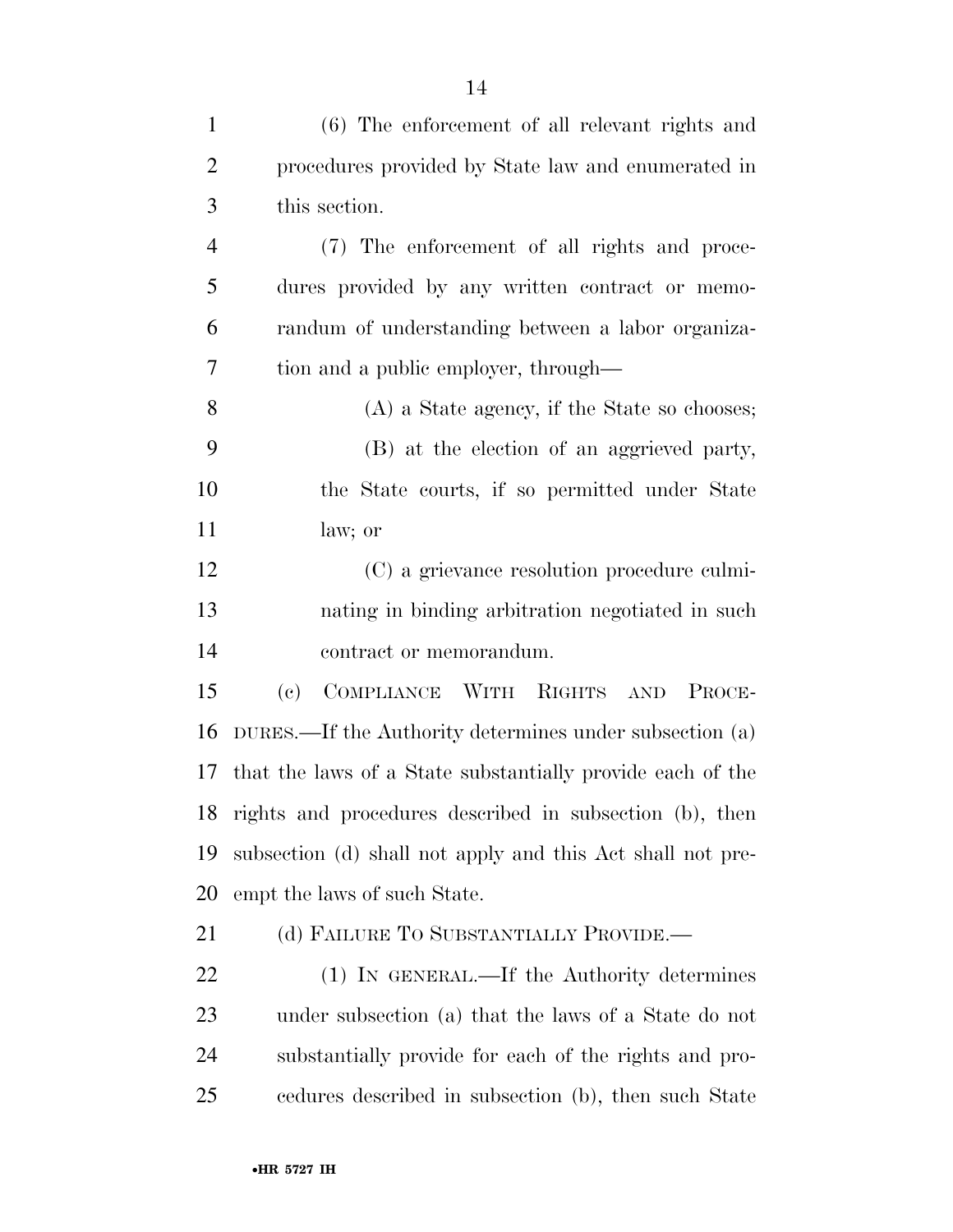(6) The enforcement of all relevant rights and procedures provided by State law and enumerated in this section.

(7) The enforcement of all rights and procedures provided by any written contract or memorandum of understanding between a labor organization and a public employer, through—

(A) a State agency, if the State so chooses;

(B) at the election of an aggrieved party, the State courts, if so permitted under State law; or

(C) a grievance resolution procedure culminating in binding arbitration negotiated in such contract or memorandum.

(c) COMPLIANCE WITH RIGHTS AND PROCEDURES.—If the Authority determines under subsection (a) that the laws of a State substantially provide each of the rights and procedures described in subsection (b), then subsection (d) shall not apply and this Act shall not preempt the laws of such State.

(d) FAILURE TO SUBSTANTIALLY PROVIDE.—

(1) IN GENERAL.—If the Authority determines under subsection (a) that the laws of a State do not substantially provide for each of the rights and procedures described in subsection (b), then such State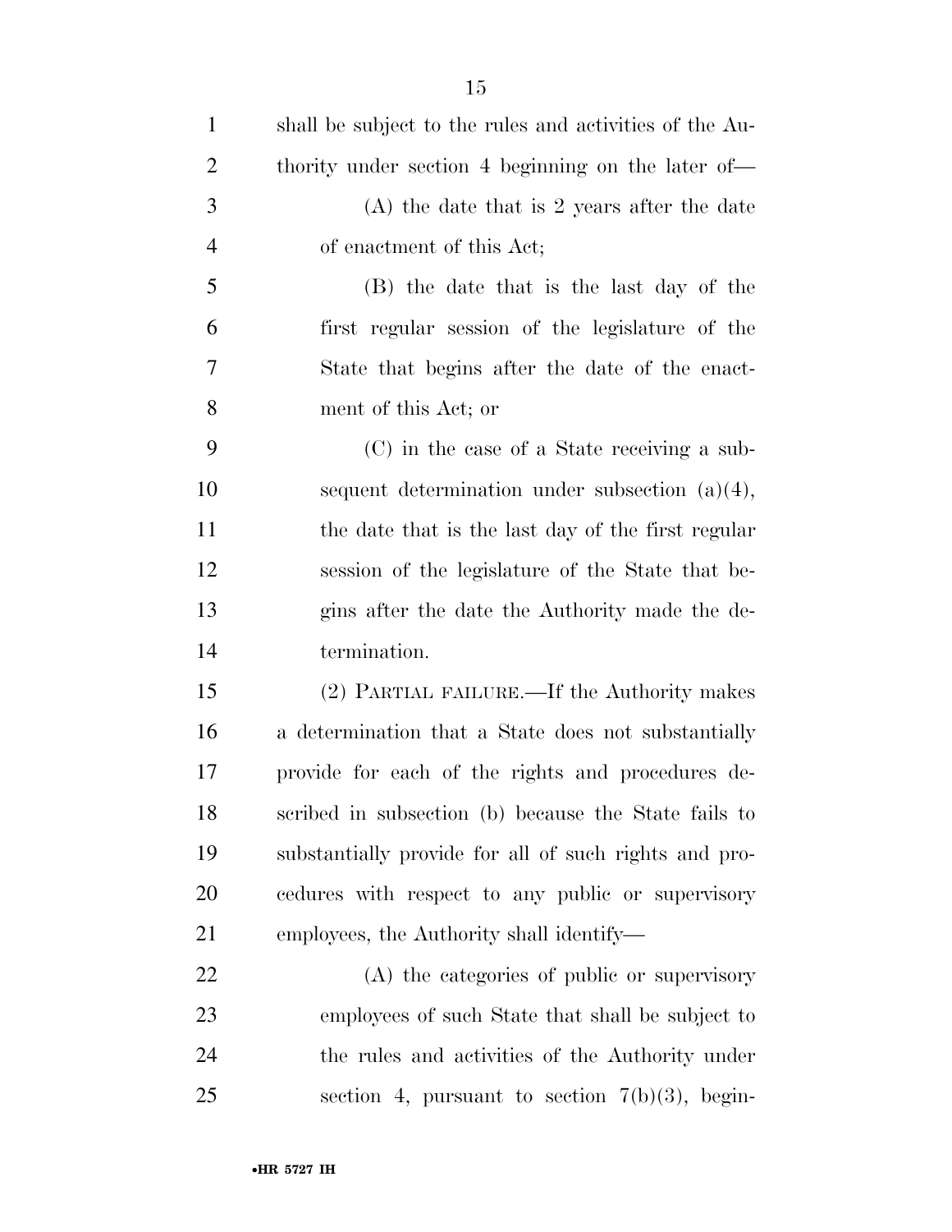shall be subject to the rules and activities of the Authority under section 4 beginning on the later of—

(A) the date that is 2 years after the date of enactment of this Act;

(B) the date that is the last day of the first regular session of the legislature of the State that begins after the date of the enactment of this Act; or

(C) in the case of a State receiving a subsequent determination under subsection (a)(4), the date that is the last day of the first regular session of the legislature of the State that begins after the date the Authority made the determination.

(2) PARTIAL FAILURE.—If the Authority makes a determination that a State does not substantially provide for each of the rights and procedures described in subsection (b) because the State fails to substantially provide for all of such rights and procedures with respect to any public or supervisory employees, the Authority shall identify—

(A) the categories of public or supervisory employees of such State that shall be subject to the rules and activities of the Authority under section 4, pursuant to section 7(b)(3), begin-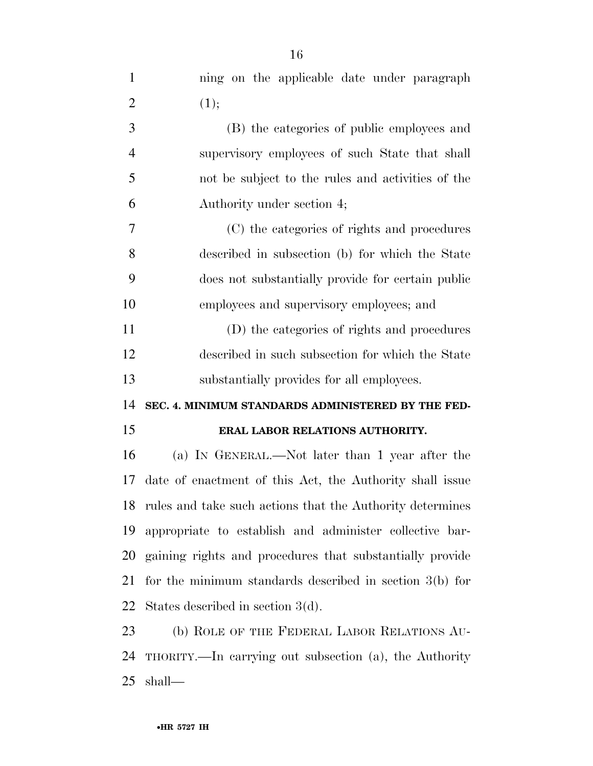ning on the applicable date under paragraph (1);

(B) the categories of public employees and supervisory employees of such State that shall not be subject to the rules and activities of the Authority under section 4;

(C) the categories of rights and procedures described in subsection (b) for which the State does not substantially provide for certain public employees and supervisory employees; and

(D) the categories of rights and procedures described in such subsection for which the State substantially provides for all employees.

**SEC. 4. MINIMUM STANDARDS ADMINISTERED BY THE FEDERAL LABOR RELATIONS AUTHORITY.**

(a) IN GENERAL.—Not later than 1 year after the date of enactment of this Act, the Authority shall issue rules and take such actions that the Authority determines appropriate to establish and administer collective bargaining rights and procedures that substantially provide for the minimum standards described in section 3(b) for States described in section 3(d).

(b) ROLE OF THE FEDERAL LABOR RELATIONS AUTHORITY.—In carrying out subsection (a), the Authority shall—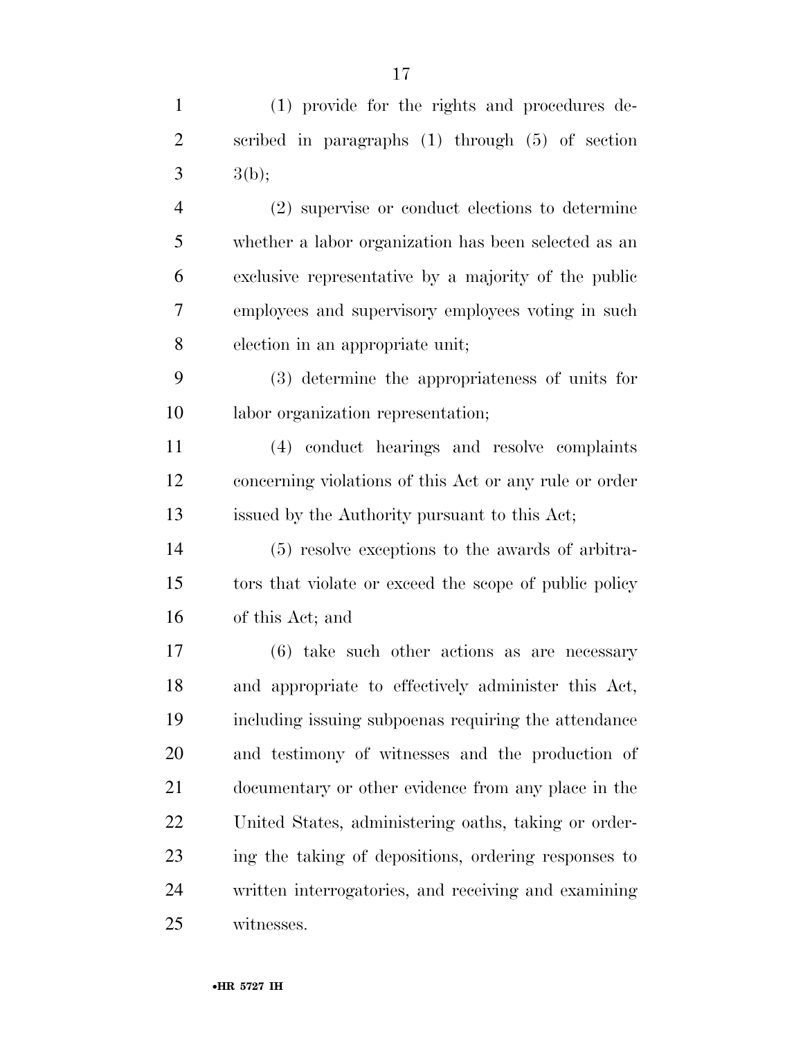(1) provide for the rights and procedures described in paragraphs (1) through (5) of section 3(b);

(2) supervise or conduct elections to determine whether a labor organization has been selected as an exclusive representative by a majority of the public employees and supervisory employees voting in such election in an appropriate unit;

(3) determine the appropriateness of units for labor organization representation;

(4) conduct hearings and resolve complaints concerning violations of this Act or any rule or order issued by the Authority pursuant to this Act;

(5) resolve exceptions to the awards of arbitrators that violate or exceed the scope of public policy of this Act; and

(6) take such other actions as are necessary and appropriate to effectively administer this Act, including issuing subpoenas requiring the attendance and testimony of witnesses and the production of documentary or other evidence from any place in the United States, administering oaths, taking or ordering the taking of depositions, ordering responses to written interrogatories, and receiving and examining witnesses.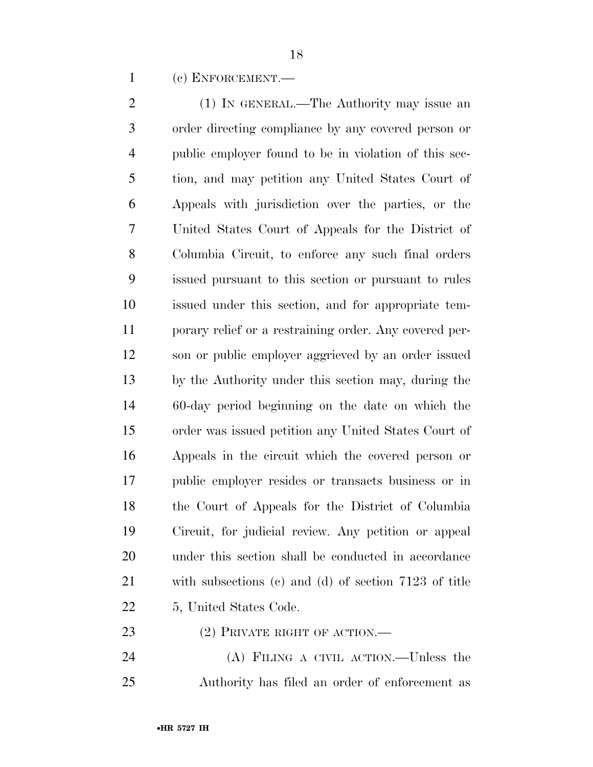(c) ENFORCEMENT.—

(1) IN GENERAL.—The Authority may issue an order directing compliance by any covered person or public employer found to be in violation of this section, and may petition any United States Court of Appeals with jurisdiction over the parties, or the United States Court of Appeals for the District of Columbia Circuit, to enforce any such final orders issued pursuant to this section or pursuant to rules issued under this section, and for appropriate temporary relief or a restraining order. Any covered person or public employer aggrieved by an order issued by the Authority under this section may, during the 60-day period beginning on the date on which the order was issued petition any United States Court of Appeals in the circuit which the covered person or public employer resides or transacts business or in the Court of Appeals for the District of Columbia Circuit, for judicial review. Any petition or appeal under this section shall be conducted in accordance with subsections (c) and (d) of section 7123 of title 5, United States Code.

(2) PRIVATE RIGHT OF ACTION.—

(A) FILING A CIVIL ACTION.—Unless the Authority has filed an order of enforcement as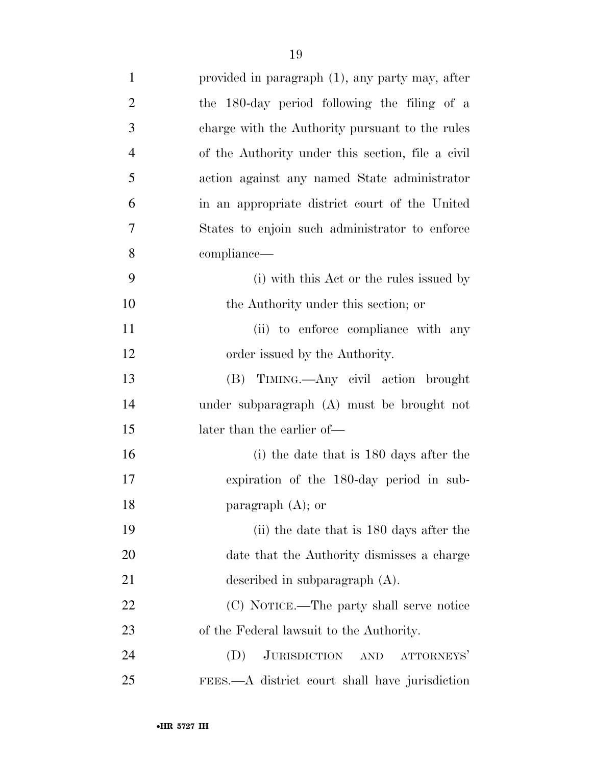provided in paragraph (1), any party may, after the 180-day period following the filing of a charge with the Authority pursuant to the rules of the Authority under this section, file a civil action against any named State administrator in an appropriate district court of the United States to enjoin such administrator to enforce compliance—

(i) with this Act or the rules issued by the Authority under this section; or

(ii) to enforce compliance with any order issued by the Authority.

(B) TIMING.—Any civil action brought under subparagraph (A) must be brought not later than the earlier of—

(i) the date that is 180 days after the expiration of the 180-day period in subparagraph (A); or

(ii) the date that is 180 days after the date that the Authority dismisses a charge described in subparagraph (A).

(C) NOTICE.—The party shall serve notice of the Federal lawsuit to the Authority.

(D) JURISDICTION AND ATTORNEYS' FEES.—A district court shall have jurisdiction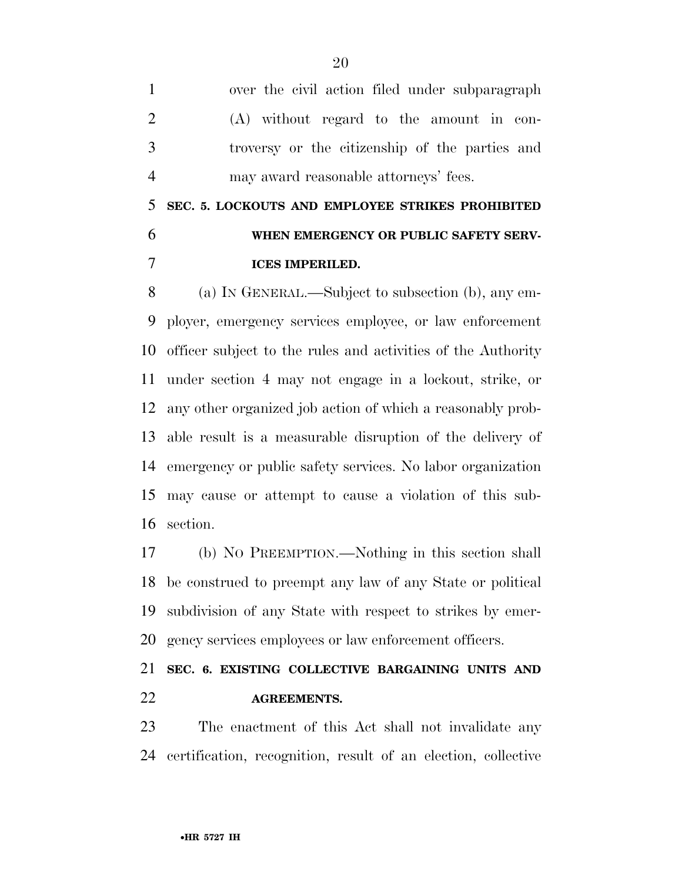over the civil action filed under subparagraph (A) without regard to the amount in controversy or the citizenship of the parties and may award reasonable attorneys' fees.

## SEC. 5. LOCKOUTS AND EMPLOYEE STRIKES PROHIBITED WHEN EMERGENCY OR PUBLIC SAFETY SERVICES IMPERILED.

(a) IN GENERAL.—Subject to subsection (b), any employer, emergency services employee, or law enforcement officer subject to the rules and activities of the Authority under section 4 may not engage in a lockout, strike, or any other organized job action of which a reasonably probable result is a measurable disruption of the delivery of emergency or public safety services. No labor organization may cause or attempt to cause a violation of this subsection.

(b) NO PREEMPTION.—Nothing in this section shall be construed to preempt any law of any State or political subdivision of any State with respect to strikes by emergency services employees or law enforcement officers.

## SEC. 6. EXISTING COLLECTIVE BARGAINING UNITS AND AGREEMENTS.

The enactment of this Act shall not invalidate any certification, recognition, result of an election, collective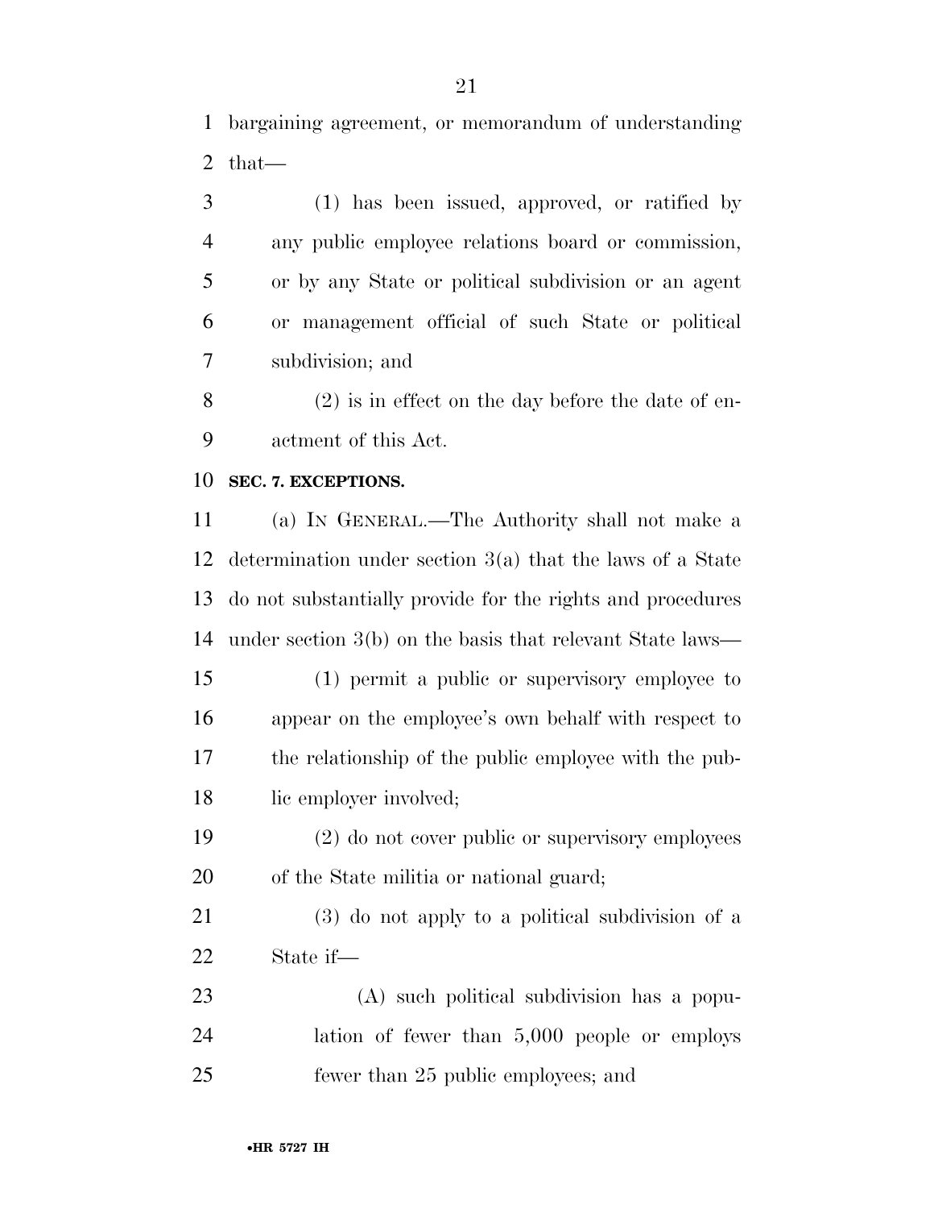bargaining agreement, or memorandum of understanding that—

(1) has been issued, approved, or ratified by any public employee relations board or commission, or by any State or political subdivision or an agent or management official of such State or political subdivision; and

(2) is in effect on the day before the date of enactment of this Act.

**SEC. 7. EXCEPTIONS.**

(a) IN GENERAL.—The Authority shall not make a determination under section 3(a) that the laws of a State do not substantially provide for the rights and procedures under section 3(b) on the basis that relevant State laws—

(1) permit a public or supervisory employee to appear on the employee's own behalf with respect to the relationship of the public employee with the public employer involved;

(2) do not cover public or supervisory employees of the State militia or national guard;

(3) do not apply to a political subdivision of a State if—

(A) such political subdivision has a population of fewer than 5,000 people or employs fewer than 25 public employees; and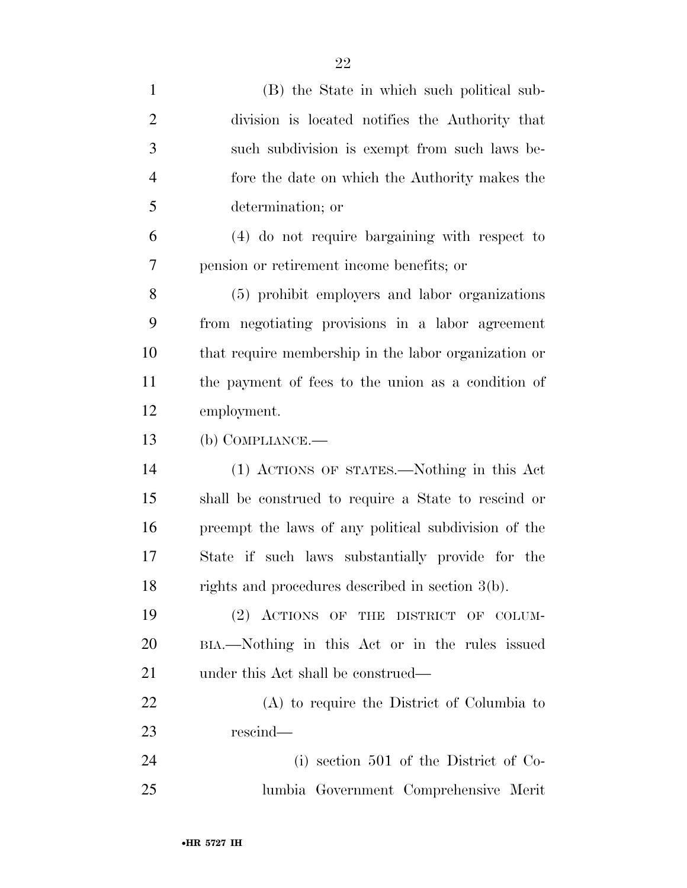(B) the State in which such political subdivision is located notifies the Authority that such subdivision is exempt from such laws before the date on which the Authority makes the determination; or

(4) do not require bargaining with respect to pension or retirement income benefits; or

(5) prohibit employers and labor organizations from negotiating provisions in a labor agreement that require membership in the labor organization or the payment of fees to the union as a condition of employment.

(b) COMPLIANCE.—

(1) ACTIONS OF STATES.—Nothing in this Act shall be construed to require a State to rescind or preempt the laws of any political subdivision of the State if such laws substantially provide for the rights and procedures described in section 3(b).

(2) ACTIONS OF THE DISTRICT OF COLUMBIA.—Nothing in this Act or in the rules issued under this Act shall be construed—

(A) to require the District of Columbia to rescind—

(i) section 501 of the District of Columbia Government Comprehensive Merit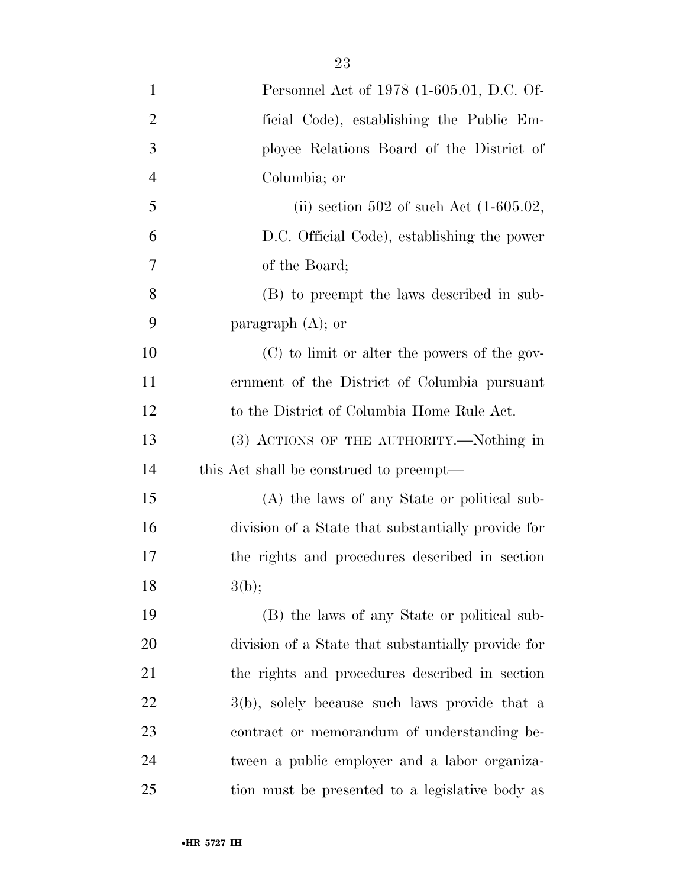Personnel Act of 1978 (1-605.01, D.C. Official Code), establishing the Public Employee Relations Board of the District of Columbia; or

(ii) section 502 of such Act (1-605.02, D.C. Official Code), establishing the power of the Board;

(B) to preempt the laws described in subparagraph (A); or

(C) to limit or alter the powers of the government of the District of Columbia pursuant to the District of Columbia Home Rule Act.

(3) ACTIONS OF THE AUTHORITY.—Nothing in this Act shall be construed to preempt—

(A) the laws of any State or political subdivision of a State that substantially provide for the rights and procedures described in section 3(b);

(B) the laws of any State or political subdivision of a State that substantially provide for the rights and procedures described in section 3(b), solely because such laws provide that a contract or memorandum of understanding between a public employer and a labor organization must be presented to a legislative body as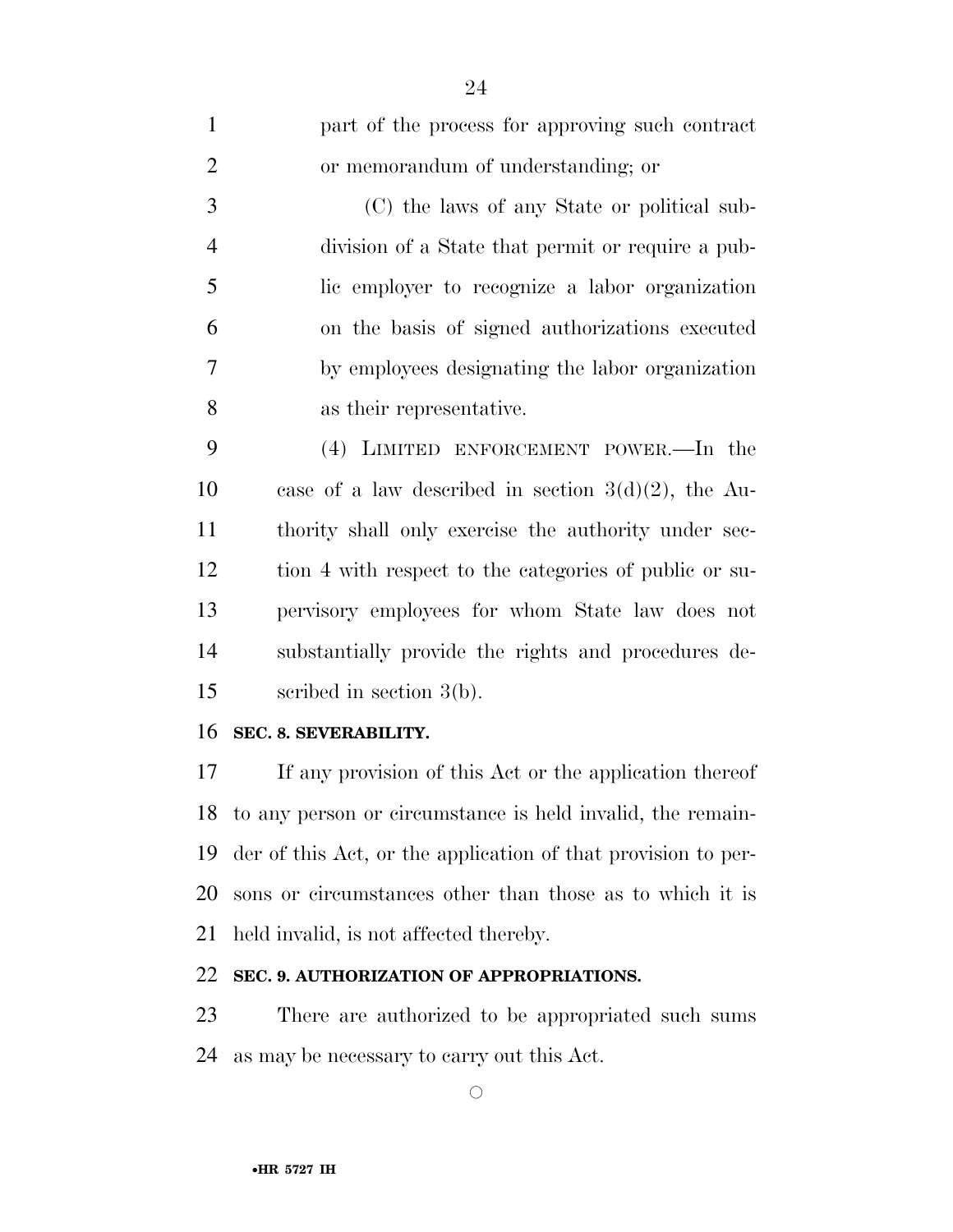part of the process for approving such contract or memorandum of understanding; or

(C) the laws of any State or political subdivision of a State that permit or require a public employer to recognize a labor organization on the basis of signed authorizations executed by employees designating the labor organization as their representative.

(4) LIMITED ENFORCEMENT POWER.—In the case of a law described in section 3(d)(2), the Authority shall only exercise the authority under section 4 with respect to the categories of public or supervisory employees for whom State law does not substantially provide the rights and procedures described in section 3(b).

**SEC. 8. SEVERABILITY.**

If any provision of this Act or the application thereof to any person or circumstance is held invalid, the remainder of this Act, or the application of that provision to persons or circumstances other than those as to which it is held invalid, is not affected thereby.

**SEC. 9. AUTHORIZATION OF APPROPRIATIONS.**

There are authorized to be appropriated such sums as may be necessary to carry out this Act.